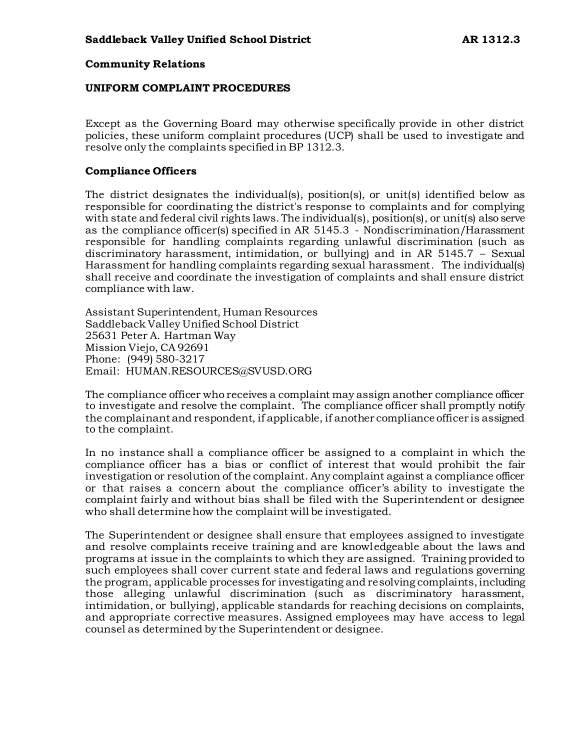**Saddleback Valley Unified School District** **AR 1312.3**

**Community Relations**

**UNIFORM COMPLAINT PROCEDURES**

Except as the Governing Board may otherwise specifically provide in other district policies, these uniform complaint procedures (UCP) shall be used to investigate and resolve only the complaints specified in BP 1312.3.

**Compliance Officers**

The district designates the individual(s), position(s), or unit(s) identified below as responsible for coordinating the district's response to complaints and for complying with state and federal civil rights laws. The individual(s), position(s), or unit(s) also serve as the compliance officer(s) specified in AR 5145.3 - Nondiscrimination/Harassment responsible for handling complaints regarding unlawful discrimination (such as discriminatory harassment, intimidation, or bullying) and in AR 5145.7 – Sexual Harassment for handling complaints regarding sexual harassment. The individual(s) shall receive and coordinate the investigation of complaints and shall ensure district compliance with law.

Assistant Superintendent, Human Resources
Saddleback Valley Unified School District
25631 Peter A. Hartman Way
Mission Viejo, CA 92691
Phone: (949) 580-3217
Email: HUMAN.RESOURCES@SVUSD.ORG

The compliance officer who receives a complaint may assign another compliance officer to investigate and resolve the complaint. The compliance officer shall promptly notify the complainant and respondent, if applicable, if another compliance officer is assigned to the complaint.

In no instance shall a compliance officer be assigned to a complaint in which the compliance officer has a bias or conflict of interest that would prohibit the fair investigation or resolution of the complaint. Any complaint against a compliance officer or that raises a concern about the compliance officer's ability to investigate the complaint fairly and without bias shall be filed with the Superintendent or designee who shall determine how the complaint will be investigated.

The Superintendent or designee shall ensure that employees assigned to investigate and resolve complaints receive training and are knowledgeable about the laws and programs at issue in the complaints to which they are assigned. Training provided to such employees shall cover current state and federal laws and regulations governing the program, applicable processes for investigating and resolving complaints, including those alleging unlawful discrimination (such as discriminatory harassment, intimidation, or bullying), applicable standards for reaching decisions on complaints, and appropriate corrective measures. Assigned employees may have access to legal counsel as determined by the Superintendent or designee.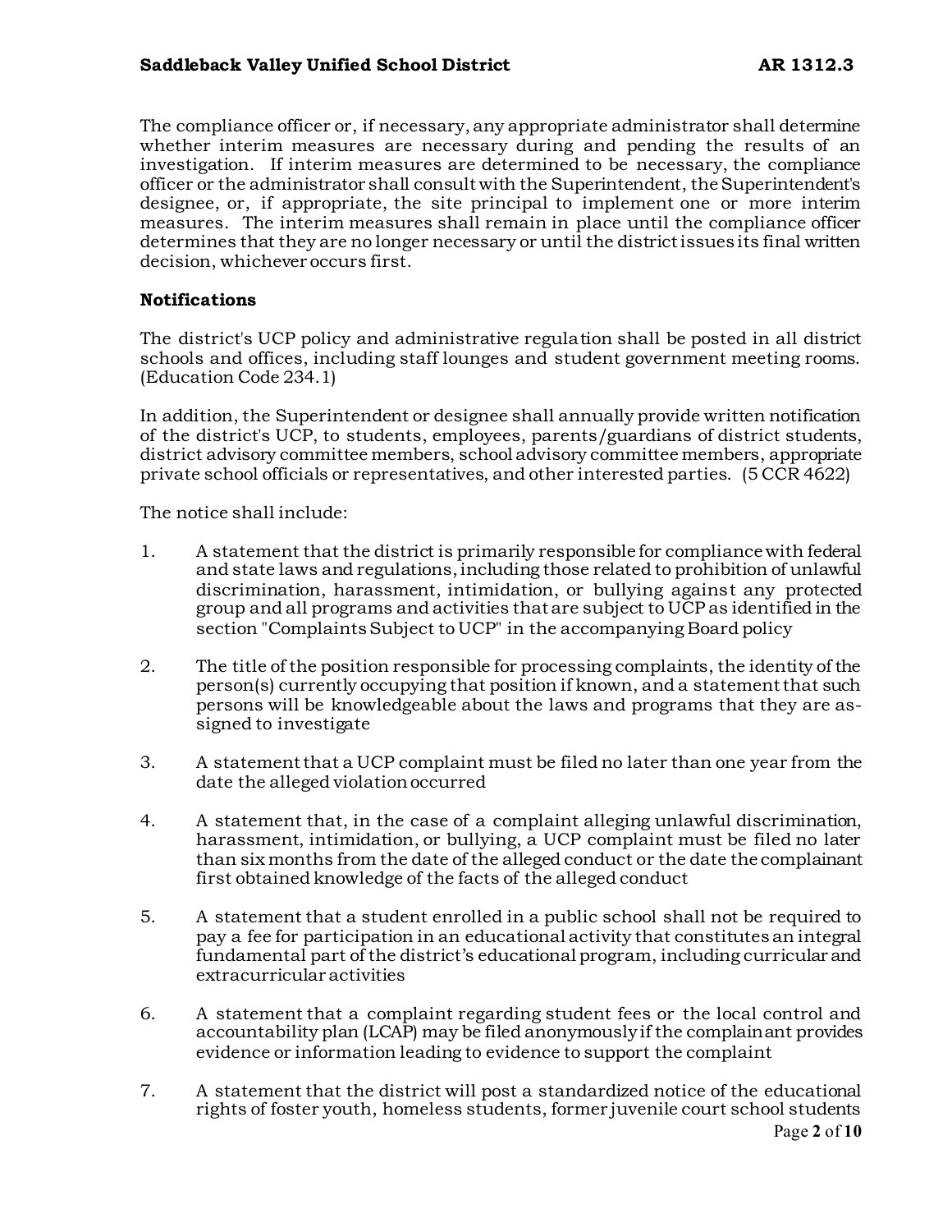The compliance officer or, if necessary, any appropriate administrator shall determine whether interim measures are necessary during and pending the results of an investigation. If interim measures are determined to be necessary, the compliance officer or the administrator shall consult with the Superintendent, the Superintendent's designee, or, if appropriate, the site principal to implement one or more interim measures. The interim measures shall remain in place until the compliance officer determines that they are no longer necessary or until the district issues its final written decision, whichever occurs first.

**Notifications**

The district's UCP policy and administrative regulation shall be posted in all district schools and offices, including staff lounges and student government meeting rooms. (Education Code 234.1)

In addition, the Superintendent or designee shall annually provide written notification of the district's UCP, to students, employees, parents/guardians of district students, district advisory committee members, school advisory committee members, appropriate private school officials or representatives, and other interested parties. (5 CCR 4622)

The notice shall include:

1. A statement that the district is primarily responsible for compliance with federal and state laws and regulations, including those related to prohibition of unlawful discrimination, harassment, intimidation, or bullying against any protected group and all programs and activities that are subject to UCP as identified in the section "Complaints Subject to UCP" in the accompanying Board policy

2. The title of the position responsible for processing complaints, the identity of the person(s) currently occupying that position if known, and a statement that such persons will be knowledgeable about the laws and programs that they are assigned to investigate

3. A statement that a UCP complaint must be filed no later than one year from the date the alleged violation occurred

4. A statement that, in the case of a complaint alleging unlawful discrimination, harassment, intimidation, or bullying, a UCP complaint must be filed no later than six months from the date of the alleged conduct or the date the complainant first obtained knowledge of the facts of the alleged conduct

5. A statement that a student enrolled in a public school shall not be required to pay a fee for participation in an educational activity that constitutes an integral fundamental part of the district's educational program, including curricular and extracurricular activities

6. A statement that a complaint regarding student fees or the local control and accountability plan (LCAP) may be filed anonymously if the complainant provides evidence or information leading to evidence to support the complaint

7. A statement that the district will post a standardized notice of the educational rights of foster youth, homeless students, former juvenile court school students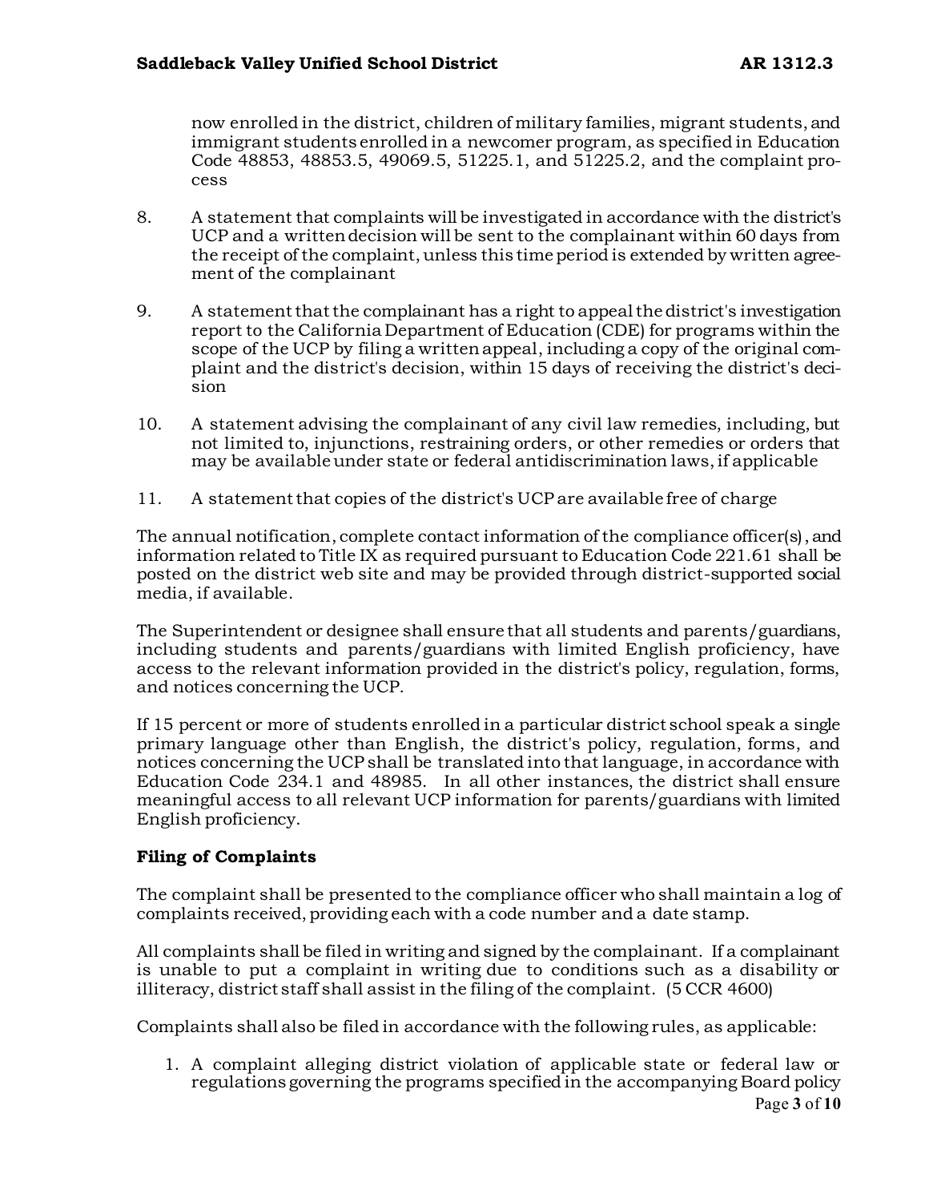now enrolled in the district, children of military families, migrant students, and immigrant students enrolled in a newcomer program, as specified in Education Code 48853, 48853.5, 49069.5, 51225.1, and 51225.2, and the complaint process

8. A statement that complaints will be investigated in accordance with the district's UCP and a written decision will be sent to the complainant within 60 days from the receipt of the complaint, unless this time period is extended by written agreement of the complainant

9. A statement that the complainant has a right to appeal the district's investigation report to the California Department of Education (CDE) for programs within the scope of the UCP by filing a written appeal, including a copy of the original complaint and the district's decision, within 15 days of receiving the district's decision

10. A statement advising the complainant of any civil law remedies, including, but not limited to, injunctions, restraining orders, or other remedies or orders that may be available under state or federal antidiscrimination laws, if applicable

11. A statement that copies of the district's UCP are available free of charge

The annual notification, complete contact information of the compliance officer(s), and information related to Title IX as required pursuant to Education Code 221.61 shall be posted on the district web site and may be provided through district-supported social media, if available.

The Superintendent or designee shall ensure that all students and parents/guardians, including students and parents/guardians with limited English proficiency, have access to the relevant information provided in the district's policy, regulation, forms, and notices concerning the UCP.

If 15 percent or more of students enrolled in a particular district school speak a single primary language other than English, the district's policy, regulation, forms, and notices concerning the UCP shall be translated into that language, in accordance with Education Code 234.1 and 48985. In all other instances, the district shall ensure meaningful access to all relevant UCP information for parents/guardians with limited English proficiency.

**Filing of Complaints**

The complaint shall be presented to the compliance officer who shall maintain a log of complaints received, providing each with a code number and a date stamp.

All complaints shall be filed in writing and signed by the complainant. If a complainant is unable to put a complaint in writing due to conditions such as a disability or illiteracy, district staff shall assist in the filing of the complaint. (5 CCR 4600)

Complaints shall also be filed in accordance with the following rules, as applicable:

1. A complaint alleging district violation of applicable state or federal law or regulations governing the programs specified in the accompanying Board policy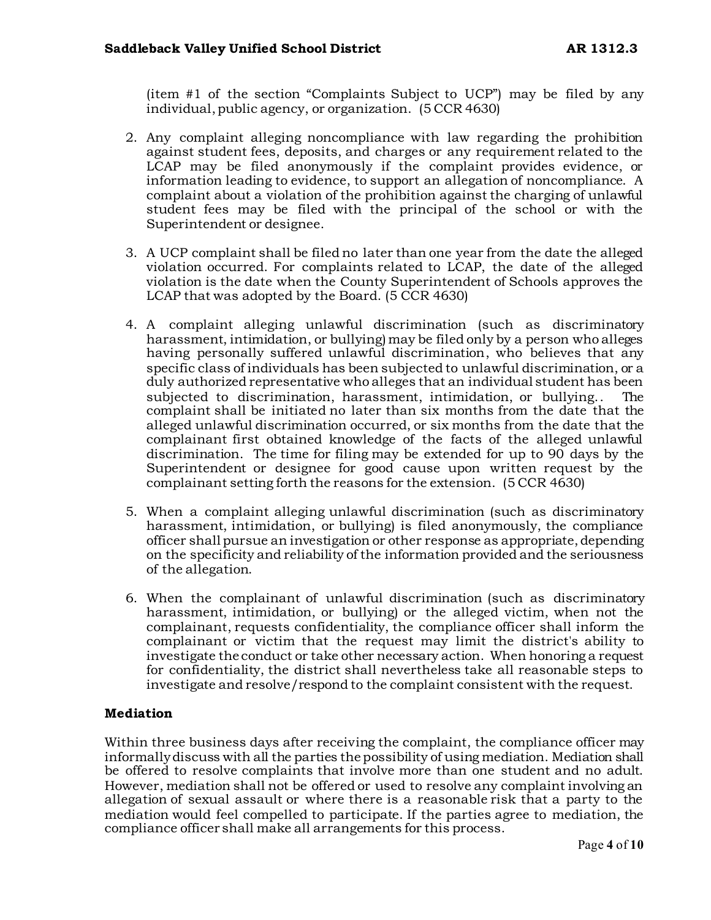(item #1 of the section "Complaints Subject to UCP") may be filed by any individual, public agency, or organization. (5 CCR 4630)

2. Any complaint alleging noncompliance with law regarding the prohibition against student fees, deposits, and charges or any requirement related to the LCAP may be filed anonymously if the complaint provides evidence, or information leading to evidence, to support an allegation of noncompliance. A complaint about a violation of the prohibition against the charging of unlawful student fees may be filed with the principal of the school or with the Superintendent or designee.

3. A UCP complaint shall be filed no later than one year from the date the alleged violation occurred. For complaints related to LCAP, the date of the alleged violation is the date when the County Superintendent of Schools approves the LCAP that was adopted by the Board. (5 CCR 4630)

4. A complaint alleging unlawful discrimination (such as discriminatory harassment, intimidation, or bullying) may be filed only by a person who alleges having personally suffered unlawful discrimination, who believes that any specific class of individuals has been subjected to unlawful discrimination, or a duly authorized representative who alleges that an individual student has been subjected to discrimination, harassment, intimidation, or bullying.. The complaint shall be initiated no later than six months from the date that the alleged unlawful discrimination occurred, or six months from the date that the complainant first obtained knowledge of the facts of the alleged unlawful discrimination. The time for filing may be extended for up to 90 days by the Superintendent or designee for good cause upon written request by the complainant setting forth the reasons for the extension. (5 CCR 4630)

5. When a complaint alleging unlawful discrimination (such as discriminatory harassment, intimidation, or bullying) is filed anonymously, the compliance officer shall pursue an investigation or other response as appropriate, depending on the specificity and reliability of the information provided and the seriousness of the allegation.

6. When the complainant of unlawful discrimination (such as discriminatory harassment, intimidation, or bullying) or the alleged victim, when not the complainant, requests confidentiality, the compliance officer shall inform the complainant or victim that the request may limit the district's ability to investigate the conduct or take other necessary action. When honoring a request for confidentiality, the district shall nevertheless take all reasonable steps to investigate and resolve/respond to the complaint consistent with the request.

**Mediation**

Within three business days after receiving the complaint, the compliance officer may informally discuss with all the parties the possibility of using mediation. Mediation shall be offered to resolve complaints that involve more than one student and no adult. However, mediation shall not be offered or used to resolve any complaint involving an allegation of sexual assault or where there is a reasonable risk that a party to the mediation would feel compelled to participate. If the parties agree to mediation, the compliance officer shall make all arrangements for this process.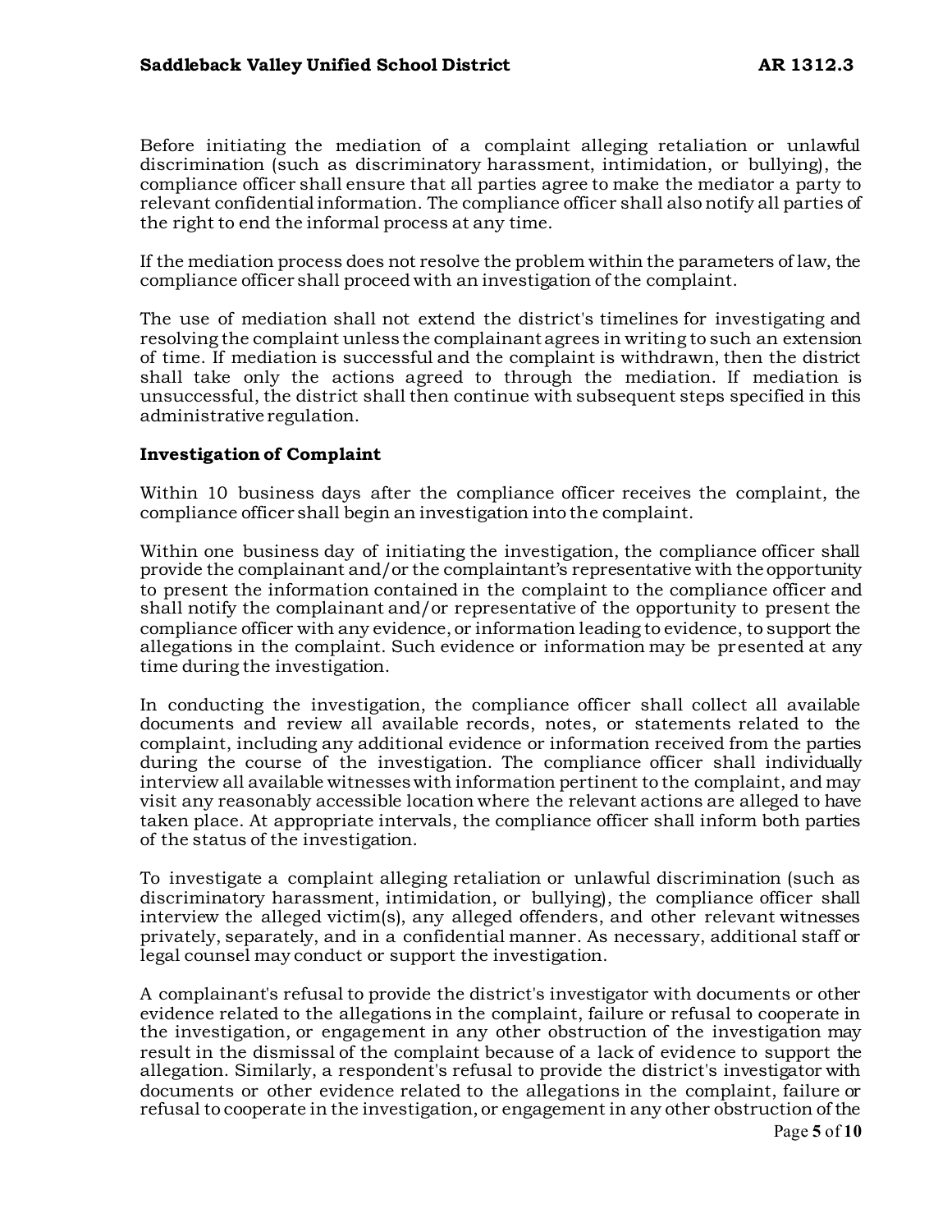Before initiating the mediation of a complaint alleging retaliation or unlawful discrimination (such as discriminatory harassment, intimidation, or bullying), the compliance officer shall ensure that all parties agree to make the mediator a party to relevant confidential information. The compliance officer shall also notify all parties of the right to end the informal process at any time.

If the mediation process does not resolve the problem within the parameters of law, the compliance officer shall proceed with an investigation of the complaint.

The use of mediation shall not extend the district's timelines for investigating and resolving the complaint unless the complainant agrees in writing to such an extension of time. If mediation is successful and the complaint is withdrawn, then the district shall take only the actions agreed to through the mediation. If mediation is unsuccessful, the district shall then continue with subsequent steps specified in this administrative regulation.

**Investigation of Complaint**

Within 10 business days after the compliance officer receives the complaint, the compliance officer shall begin an investigation into the complaint.

Within one business day of initiating the investigation, the compliance officer shall provide the complainant and/or the complaintant's representative with the opportunity to present the information contained in the complaint to the compliance officer and shall notify the complainant and/or representative of the opportunity to present the compliance officer with any evidence, or information leading to evidence, to support the allegations in the complaint. Such evidence or information may be presented at any time during the investigation.

In conducting the investigation, the compliance officer shall collect all available documents and review all available records, notes, or statements related to the complaint, including any additional evidence or information received from the parties during the course of the investigation. The compliance officer shall individually interview all available witnesses with information pertinent to the complaint, and may visit any reasonably accessible location where the relevant actions are alleged to have taken place. At appropriate intervals, the compliance officer shall inform both parties of the status of the investigation.

To investigate a complaint alleging retaliation or unlawful discrimination (such as discriminatory harassment, intimidation, or bullying), the compliance officer shall interview the alleged victim(s), any alleged offenders, and other relevant witnesses privately, separately, and in a confidential manner. As necessary, additional staff or legal counsel may conduct or support the investigation.

A complainant's refusal to provide the district's investigator with documents or other evidence related to the allegations in the complaint, failure or refusal to cooperate in the investigation, or engagement in any other obstruction of the investigation may result in the dismissal of the complaint because of a lack of evidence to support the allegation. Similarly, a respondent's refusal to provide the district's investigator with documents or other evidence related to the allegations in the complaint, failure or refusal to cooperate in the investigation, or engagement in any other obstruction of the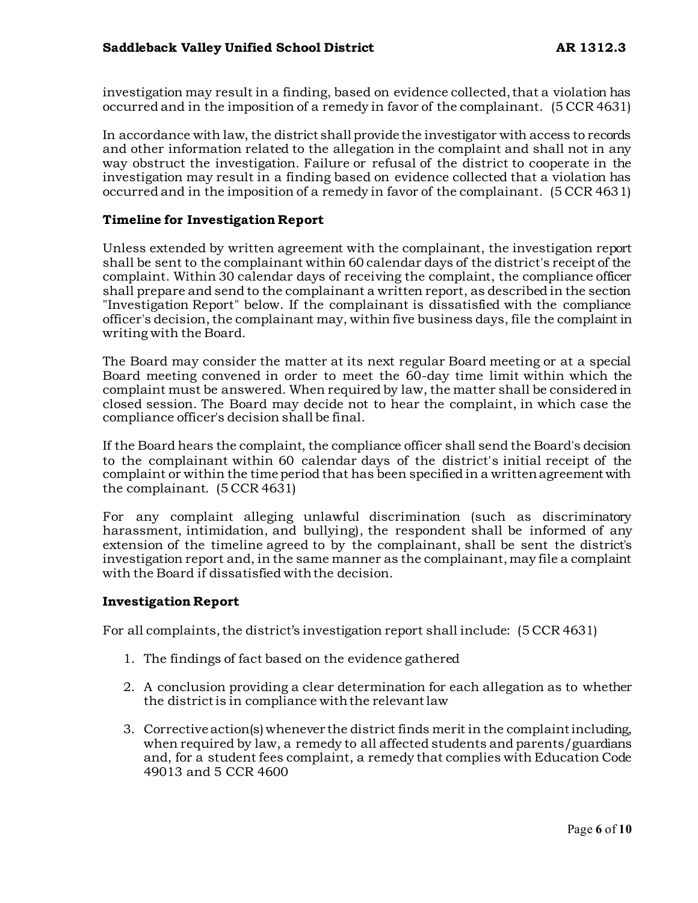investigation may result in a finding, based on evidence collected, that a violation has occurred and in the imposition of a remedy in favor of the complainant. (5 CCR 4631)

In accordance with law, the district shall provide the investigator with access to records and other information related to the allegation in the complaint and shall not in any way obstruct the investigation. Failure or refusal of the district to cooperate in the investigation may result in a finding based on evidence collected that a violation has occurred and in the imposition of a remedy in favor of the complainant. (5 CCR 4631)

### Timeline for Investigation Report

Unless extended by written agreement with the complainant, the investigation report shall be sent to the complainant within 60 calendar days of the district's receipt of the complaint. Within 30 calendar days of receiving the complaint, the compliance officer shall prepare and send to the complainant a written report, as described in the section "Investigation Report" below. If the complainant is dissatisfied with the compliance officer's decision, the complainant may, within five business days, file the complaint in writing with the Board.

The Board may consider the matter at its next regular Board meeting or at a special Board meeting convened in order to meet the 60-day time limit within which the complaint must be answered. When required by law, the matter shall be considered in closed session. The Board may decide not to hear the complaint, in which case the compliance officer's decision shall be final.

If the Board hears the complaint, the compliance officer shall send the Board's decision to the complainant within 60 calendar days of the district's initial receipt of the complaint or within the time period that has been specified in a written agreement with the complainant. (5 CCR 4631)

For any complaint alleging unlawful discrimination (such as discriminatory harassment, intimidation, and bullying), the respondent shall be informed of any extension of the timeline agreed to by the complainant, shall be sent the district's investigation report and, in the same manner as the complainant, may file a complaint with the Board if dissatisfied with the decision.

### Investigation Report

For all complaints, the district's investigation report shall include: (5 CCR 4631)

1. The findings of fact based on the evidence gathered
2. A conclusion providing a clear determination for each allegation as to whether the district is in compliance with the relevant law
3. Corrective action(s) whenever the district finds merit in the complaint including, when required by law, a remedy to all affected students and parents/guardians and, for a student fees complaint, a remedy that complies with Education Code 49013 and 5 CCR 4600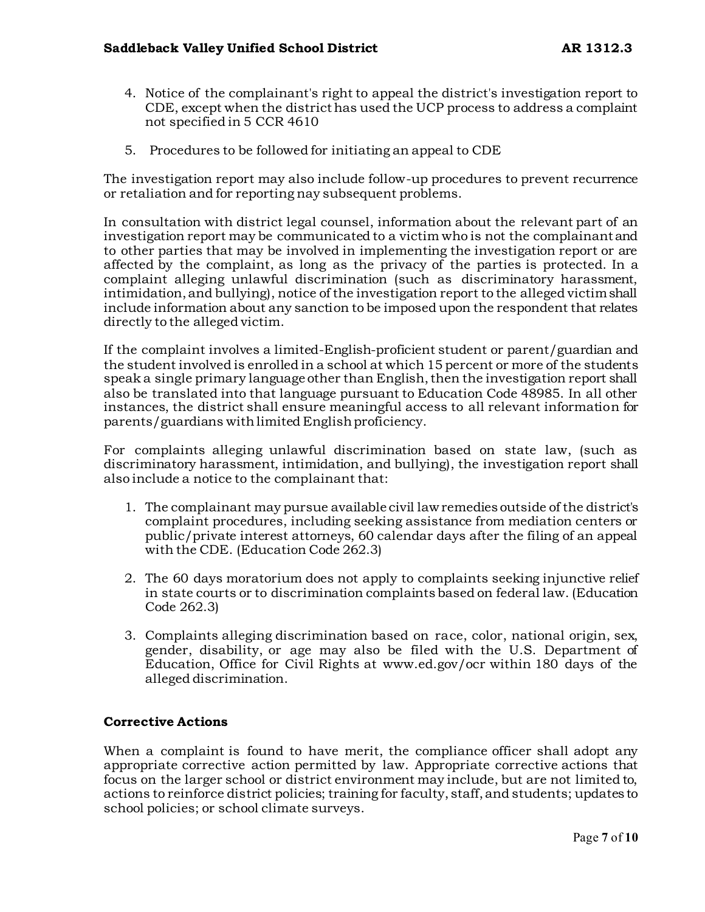4. Notice of the complainant's right to appeal the district's investigation report to CDE, except when the district has used the UCP process to address a complaint not specified in 5 CCR 4610
5. Procedures to be followed for initiating an appeal to CDE

The investigation report may also include follow-up procedures to prevent recurrence or retaliation and for reporting nay subsequent problems.

In consultation with district legal counsel, information about the relevant part of an investigation report may be communicated to a victim who is not the complainant and to other parties that may be involved in implementing the investigation report or are affected by the complaint, as long as the privacy of the parties is protected. In a complaint alleging unlawful discrimination (such as discriminatory harassment, intimidation, and bullying), notice of the investigation report to the alleged victim shall include information about any sanction to be imposed upon the respondent that relates directly to the alleged victim.

If the complaint involves a limited-English-proficient student or parent/guardian and the student involved is enrolled in a school at which 15 percent or more of the students speak a single primary language other than English, then the investigation report shall also be translated into that language pursuant to Education Code 48985. In all other instances, the district shall ensure meaningful access to all relevant information for parents/guardians with limited English proficiency.

For complaints alleging unlawful discrimination based on state law, (such as discriminatory harassment, intimidation, and bullying), the investigation report shall also include a notice to the complainant that:

1. The complainant may pursue available civil law remedies outside of the district's complaint procedures, including seeking assistance from mediation centers or public/private interest attorneys, 60 calendar days after the filing of an appeal with the CDE. (Education Code 262.3)
2. The 60 days moratorium does not apply to complaints seeking injunctive relief in state courts or to discrimination complaints based on federal law. (Education Code 262.3)
3. Complaints alleging discrimination based on race, color, national origin, sex, gender, disability, or age may also be filed with the U.S. Department of Education, Office for Civil Rights at www.ed.gov/ocr within 180 days of the alleged discrimination.

**Corrective Actions**

When a complaint is found to have merit, the compliance officer shall adopt any appropriate corrective action permitted by law. Appropriate corrective actions that focus on the larger school or district environment may include, but are not limited to, actions to reinforce district policies; training for faculty, staff, and students; updates to school policies; or school climate surveys.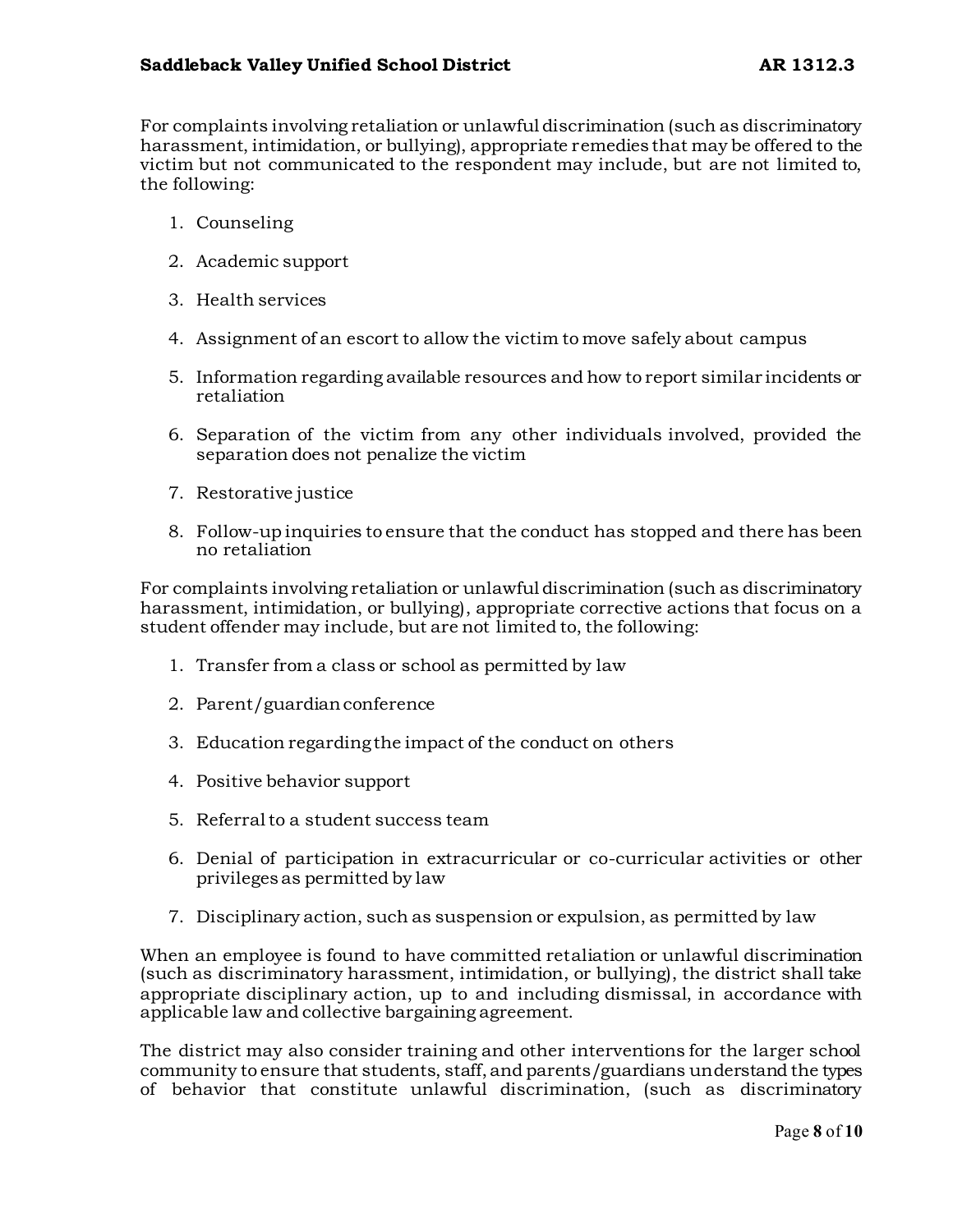For complaints involving retaliation or unlawful discrimination (such as discriminatory harassment, intimidation, or bullying), appropriate remedies that may be offered to the victim but not communicated to the respondent may include, but are not limited to, the following:

1. Counseling
2. Academic support
3. Health services
4. Assignment of an escort to allow the victim to move safely about campus
5. Information regarding available resources and how to report similar incidents or retaliation
6. Separation of the victim from any other individuals involved, provided the separation does not penalize the victim
7. Restorative justice
8. Follow-up inquiries to ensure that the conduct has stopped and there has been no retaliation

For complaints involving retaliation or unlawful discrimination (such as discriminatory harassment, intimidation, or bullying), appropriate corrective actions that focus on a student offender may include, but are not limited to, the following:

1. Transfer from a class or school as permitted by law
2. Parent/guardian conference
3. Education regarding the impact of the conduct on others
4. Positive behavior support
5. Referral to a student success team
6. Denial of participation in extracurricular or co-curricular activities or other privileges as permitted by law
7. Disciplinary action, such as suspension or expulsion, as permitted by law

When an employee is found to have committed retaliation or unlawful discrimination (such as discriminatory harassment, intimidation, or bullying), the district shall take appropriate disciplinary action, up to and including dismissal, in accordance with applicable law and collective bargaining agreement.

The district may also consider training and other interventions for the larger school community to ensure that students, staff, and parents/guardians understand the types of behavior that constitute unlawful discrimination, (such as discriminatory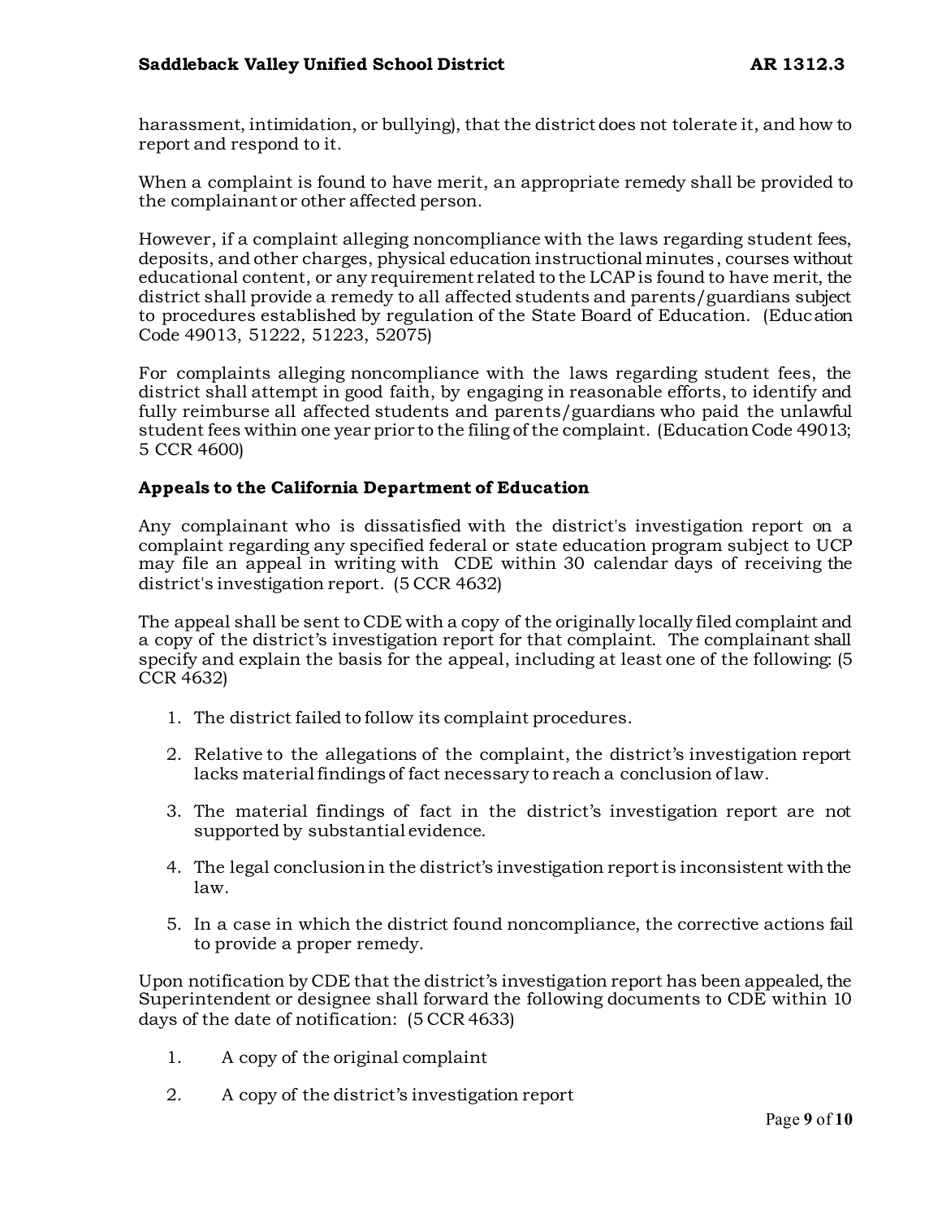harassment, intimidation, or bullying), that the district does not tolerate it, and how to report and respond to it.

When a complaint is found to have merit, an appropriate remedy shall be provided to the complainant or other affected person.

However, if a complaint alleging noncompliance with the laws regarding student fees, deposits, and other charges, physical education instructional minutes, courses without educational content, or any requirement related to the LCAP is found to have merit, the district shall provide a remedy to all affected students and parents/guardians subject to procedures established by regulation of the State Board of Education. (Education Code 49013, 51222, 51223, 52075)

For complaints alleging noncompliance with the laws regarding student fees, the district shall attempt in good faith, by engaging in reasonable efforts, to identify and fully reimburse all affected students and parents/guardians who paid the unlawful student fees within one year prior to the filing of the complaint. (Education Code 49013; 5 CCR 4600)

**Appeals to the California Department of Education**

Any complainant who is dissatisfied with the district's investigation report on a complaint regarding any specified federal or state education program subject to UCP may file an appeal in writing with CDE within 30 calendar days of receiving the district's investigation report. (5 CCR 4632)

The appeal shall be sent to CDE with a copy of the originally locally filed complaint and a copy of the district's investigation report for that complaint. The complainant shall specify and explain the basis for the appeal, including at least one of the following: (5 CCR 4632)

1. The district failed to follow its complaint procedures.
2. Relative to the allegations of the complaint, the district's investigation report lacks material findings of fact necessary to reach a conclusion of law.
3. The material findings of fact in the district's investigation report are not supported by substantial evidence.
4. The legal conclusion in the district's investigation report is inconsistent with the law.
5. In a case in which the district found noncompliance, the corrective actions fail to provide a proper remedy.

Upon notification by CDE that the district's investigation report has been appealed, the Superintendent or designee shall forward the following documents to CDE within 10 days of the date of notification: (5 CCR 4633)

1. A copy of the original complaint
2. A copy of the district's investigation report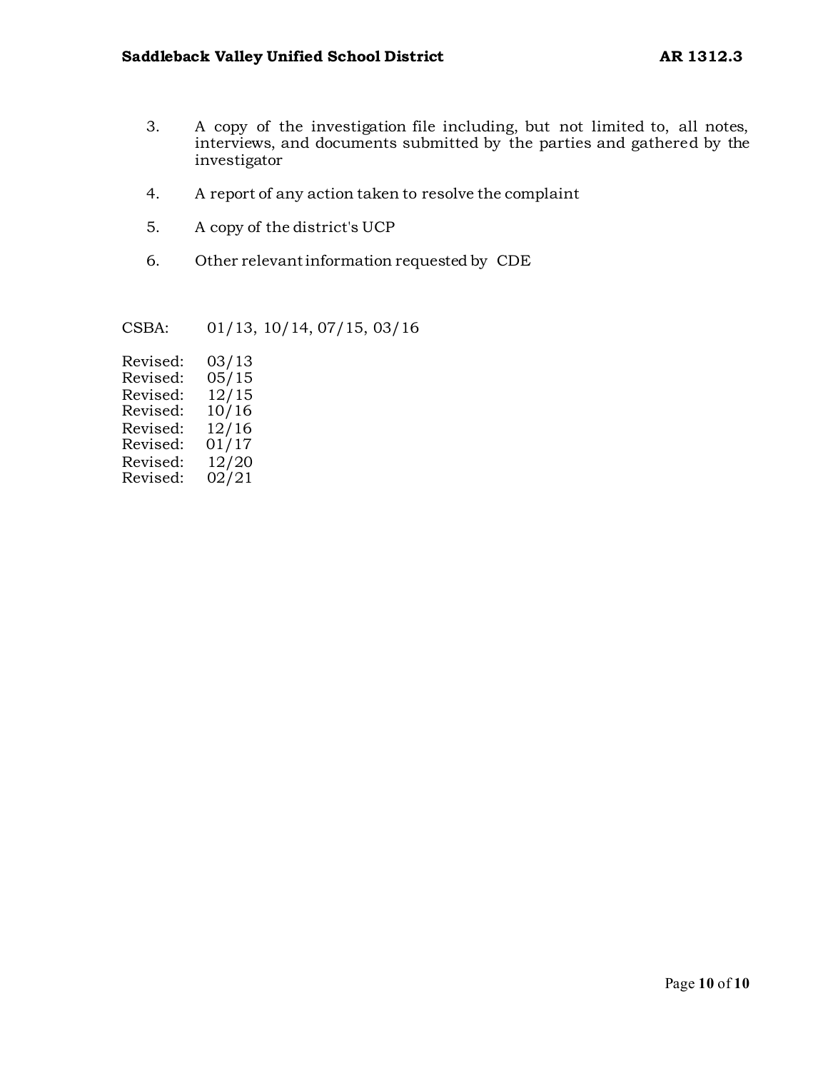3. A copy of the investigation file including, but not limited to, all notes, interviews, and documents submitted by the parties and gathered by the investigator

4. A report of any action taken to resolve the complaint

5. A copy of the district's UCP

6. Other relevant information requested by CDE

CSBA: 01/13, 10/14, 07/15, 03/16

Revised: 03/13
Revised: 05/15
Revised: 12/15
Revised: 10/16
Revised: 12/16
Revised: 01/17
Revised: 12/20
Revised: 02/21